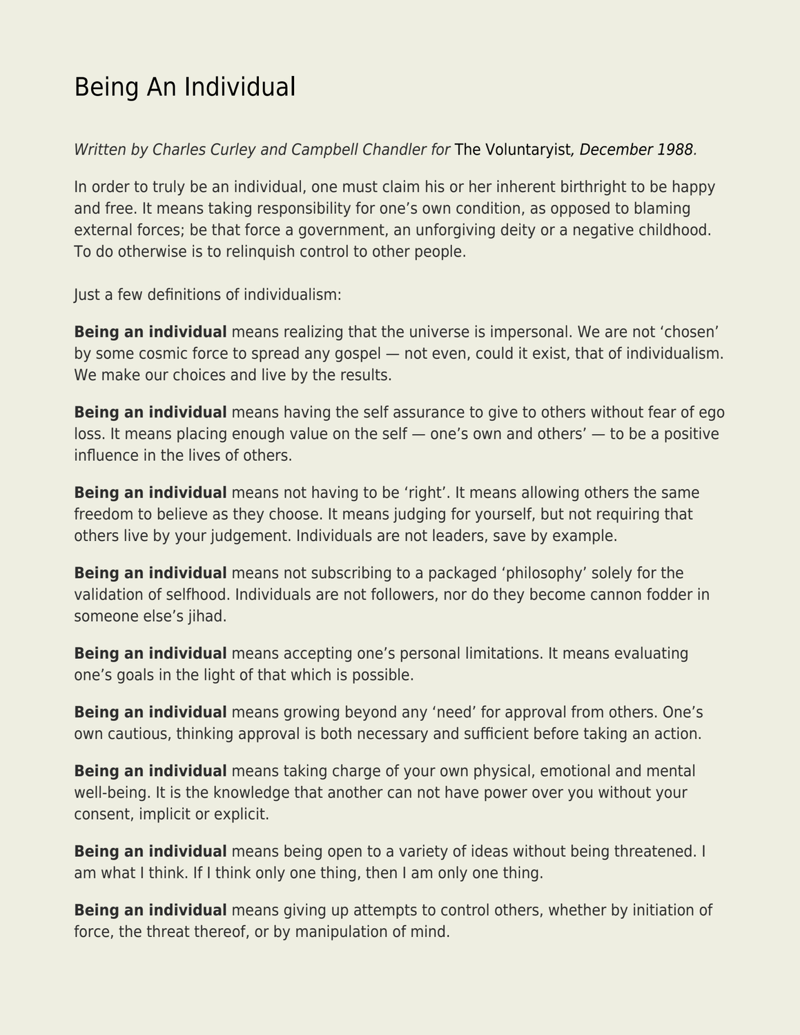# Being An Individual

*Written by Charles Curley and Campbell Chandler for* The Voluntaryist*, December 1988.*

In order to truly be an individual, one must claim his or her inherent birthright to be happy and free. It means taking responsibility for one's own condition, as opposed to blaming external forces; be that force a government, an unforgiving deity or a negative childhood. To do otherwise is to relinquish control to other people.

Just a few definitions of individualism:

**Being an individual** means realizing that the universe is impersonal. We are not 'chosen' by some cosmic force to spread any gospel — not even, could it exist, that of individualism. We make our choices and live by the results.

**Being an individual** means having the self assurance to give to others without fear of ego loss. It means placing enough value on the self — one's own and others' — to be a positive influence in the lives of others.

**Being an individual** means not having to be 'right'. It means allowing others the same freedom to believe as they choose. It means judging for yourself, but not requiring that others live by your judgement. Individuals are not leaders, save by example.

**Being an individual** means not subscribing to a packaged 'philosophy' solely for the validation of selfhood. Individuals are not followers, nor do they become cannon fodder in someone else's jihad.

**Being an individual** means accepting one's personal limitations. It means evaluating one's goals in the light of that which is possible.

**Being an individual** means growing beyond any 'need' for approval from others. One's own cautious, thinking approval is both necessary and sufficient before taking an action.

**Being an individual** means taking charge of your own physical, emotional and mental well-being. It is the knowledge that another can not have power over you without your consent, implicit or explicit.

**Being an individual** means being open to a variety of ideas without being threatened. I am what I think. If I think only one thing, then I am only one thing.

**Being an individual** means giving up attempts to control others, whether by initiation of force, the threat thereof, or by manipulation of mind.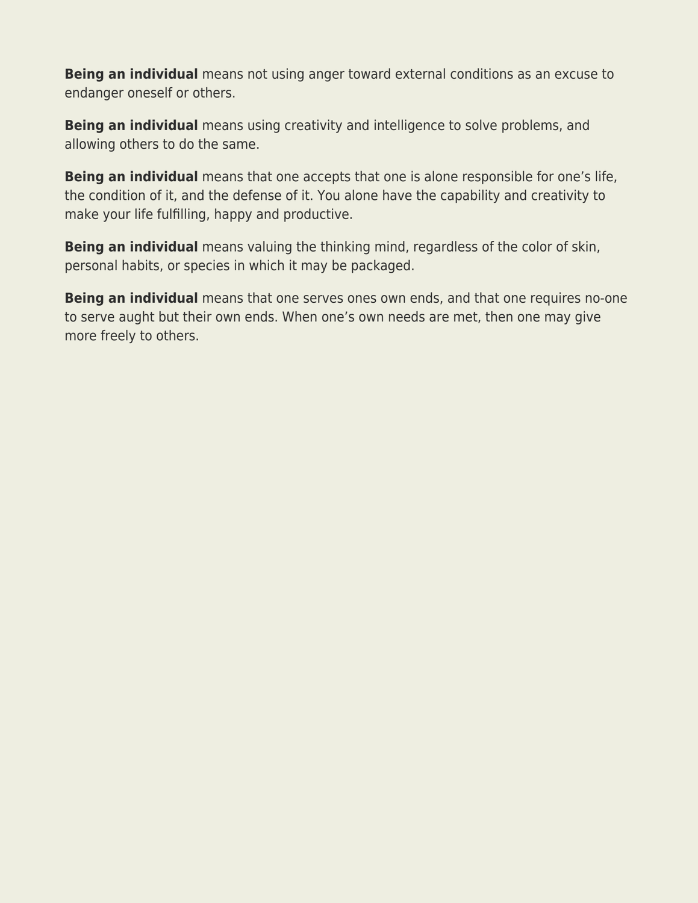**Being an individual** means not using anger toward external conditions as an excuse to endanger oneself or others.

**Being an individual** means using creativity and intelligence to solve problems, and allowing others to do the same.

**Being an individual** means that one accepts that one is alone responsible for one's life, the condition of it, and the defense of it. You alone have the capability and creativity to make your life fulfilling, happy and productive.

**Being an individual** means valuing the thinking mind, regardless of the color of skin, personal habits, or species in which it may be packaged.

**Being an individual** means that one serves ones own ends, and that one requires no-one to serve aught but their own ends. When one's own needs are met, then one may give more freely to others.